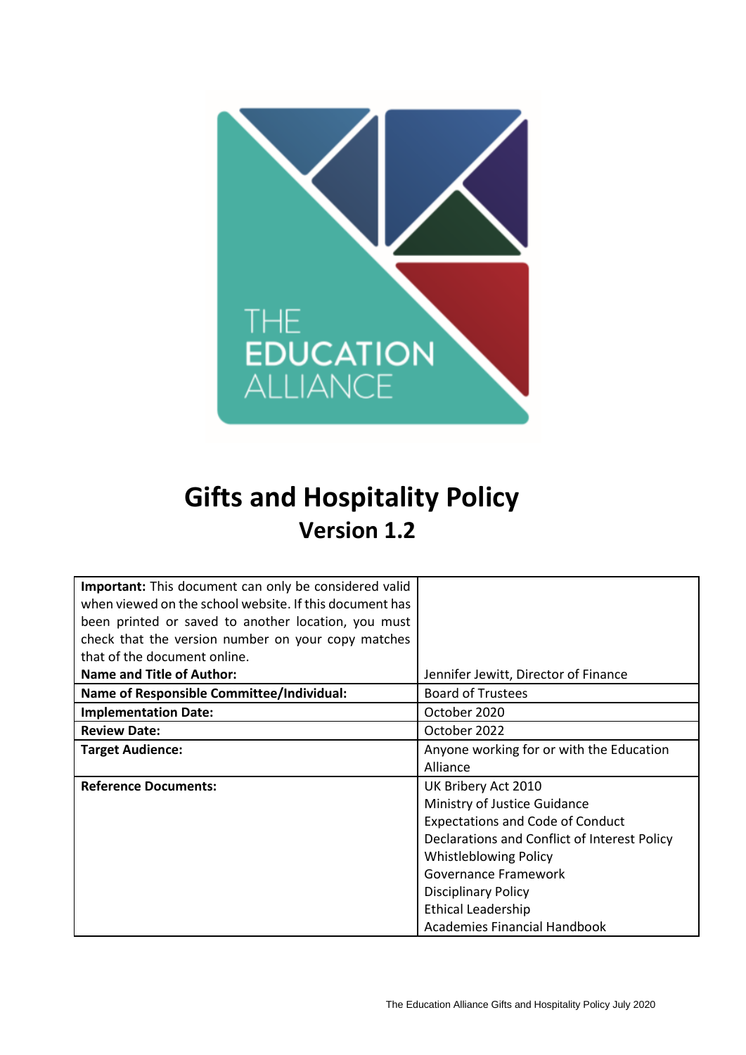# Gifts and Hospitality Policy

## Version 1.2

| **Important:** This document can only be considered valid when viewed on the school website. If this document has been printed or saved to another location, you must check that the version number on your copy matches that of the document online. | |
|---|---|
| **Name and Title of Author:** | Jennifer Jewitt, Director of Finance |
| **Name of Responsible Committee/Individual:** | Board of Trustees |
| **Implementation Date:** | October 2020 |
| **Review Date:** | October 2022 |
| **Target Audience:** | Anyone working for or with the Education Alliance |
| **Reference Documents:** | UK Bribery Act 2010<br>Ministry of Justice Guidance<br>Expectations and Code of Conduct<br>Declarations and Conflict of Interest Policy<br>Whistleblowing Policy<br>Governance Framework<br>Disciplinary Policy<br>Ethical Leadership<br>Academies Financial Handbook |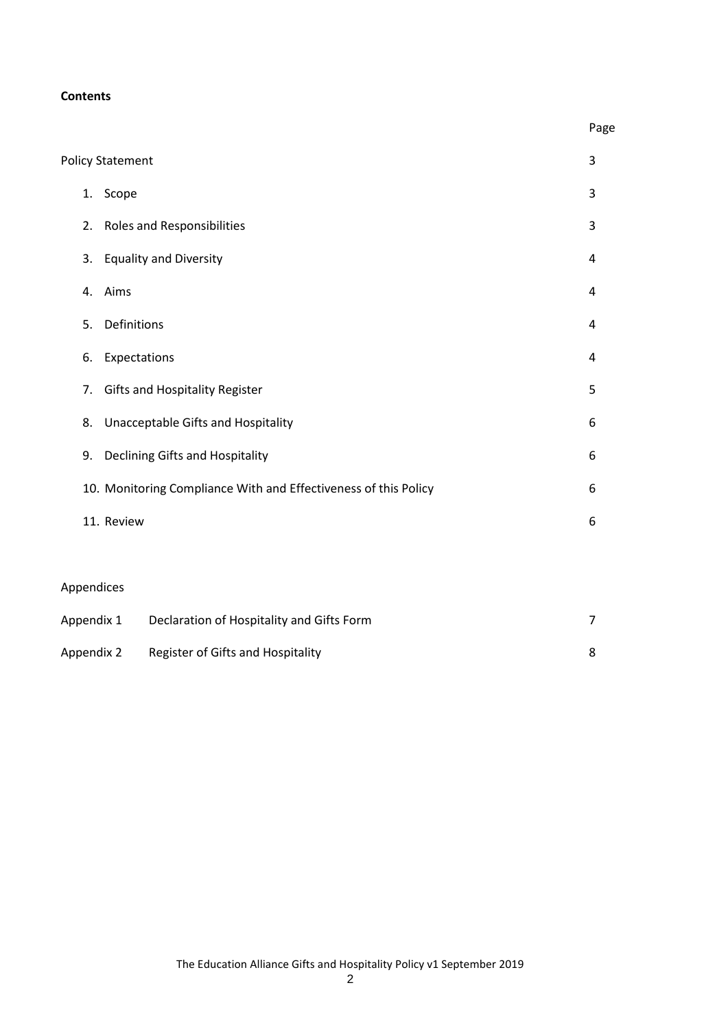**Contents**

| | Page |
|---|---|
| Policy Statement | 3 |
| 1. Scope | 3 |
| 2. Roles and Responsibilities | 3 |
| 3. Equality and Diversity | 4 |
| 4. Aims | 4 |
| 5. Definitions | 4 |
| 6. Expectations | 4 |
| 7. Gifts and Hospitality Register | 5 |
| 8. Unacceptable Gifts and Hospitality | 6 |
| 9. Declining Gifts and Hospitality | 6 |
| 10. Monitoring Compliance With and Effectiveness of this Policy | 6 |
| 11. Review | 6 |

Appendices

| | | |
|---|---|---|
| Appendix 1 | Declaration of Hospitality and Gifts Form | 7 |
| Appendix 2 | Register of Gifts and Hospitality | 8 |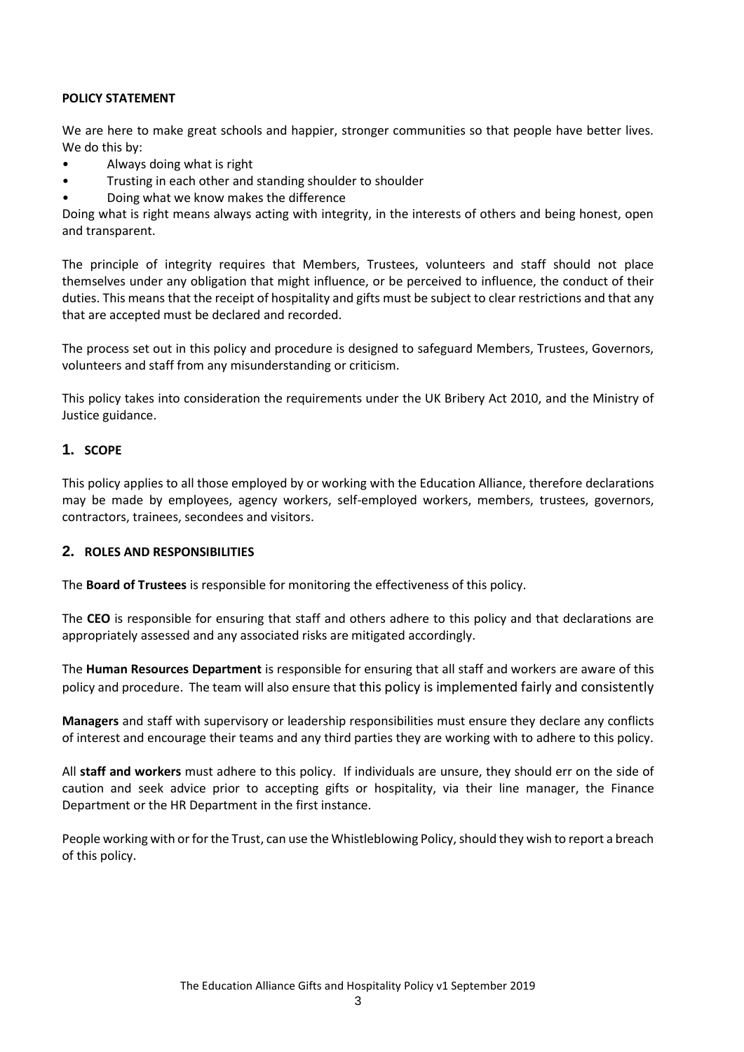**POLICY STATEMENT**

We are here to make great schools and happier, stronger communities so that people have better lives. We do this by:

- Always doing what is right
- Trusting in each other and standing shoulder to shoulder
- Doing what we know makes the difference

Doing what is right means always acting with integrity, in the interests of others and being honest, open and transparent.

The principle of integrity requires that Members, Trustees, volunteers and staff should not place themselves under any obligation that might influence, or be perceived to influence, the conduct of their duties. This means that the receipt of hospitality and gifts must be subject to clear restrictions and that any that are accepted must be declared and recorded.

The process set out in this policy and procedure is designed to safeguard Members, Trustees, Governors, volunteers and staff from any misunderstanding or criticism.

This policy takes into consideration the requirements under the UK Bribery Act 2010, and the Ministry of Justice guidance.

## 1. SCOPE

This policy applies to all those employed by or working with the Education Alliance, therefore declarations may be made by employees, agency workers, self-employed workers, members, trustees, governors, contractors, trainees, secondees and visitors.

## 2. ROLES AND RESPONSIBILITIES

The **Board of Trustees** is responsible for monitoring the effectiveness of this policy.

The **CEO** is responsible for ensuring that staff and others adhere to this policy and that declarations are appropriately assessed and any associated risks are mitigated accordingly.

The **Human Resources Department** is responsible for ensuring that all staff and workers are aware of this policy and procedure. The team will also ensure that this policy is implemented fairly and consistently

**Managers** and staff with supervisory or leadership responsibilities must ensure they declare any conflicts of interest and encourage their teams and any third parties they are working with to adhere to this policy.

All **staff and workers** must adhere to this policy. If individuals are unsure, they should err on the side of caution and seek advice prior to accepting gifts or hospitality, via their line manager, the Finance Department or the HR Department in the first instance.

People working with or for the Trust, can use the Whistleblowing Policy, should they wish to report a breach of this policy.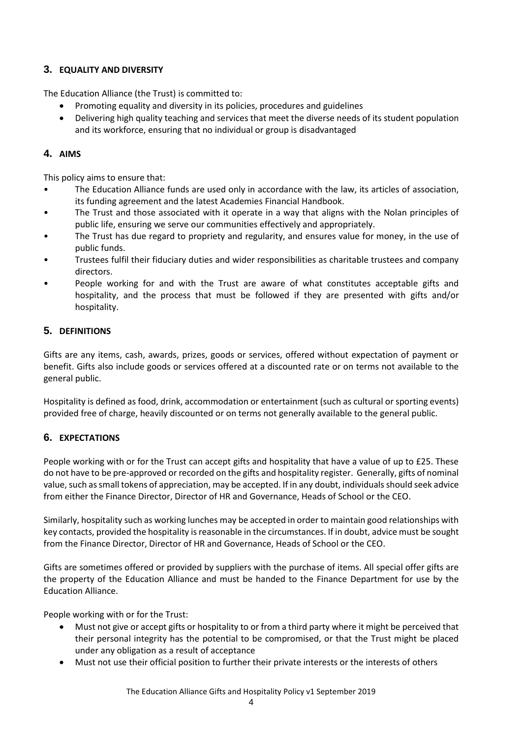## 3. EQUALITY AND DIVERSITY

The Education Alliance (the Trust) is committed to:

- Promoting equality and diversity in its policies, procedures and guidelines
- Delivering high quality teaching and services that meet the diverse needs of its student population and its workforce, ensuring that no individual or group is disadvantaged

## 4. AIMS

This policy aims to ensure that:

- The Education Alliance funds are used only in accordance with the law, its articles of association, its funding agreement and the latest Academies Financial Handbook.
- The Trust and those associated with it operate in a way that aligns with the Nolan principles of public life, ensuring we serve our communities effectively and appropriately.
- The Trust has due regard to propriety and regularity, and ensures value for money, in the use of public funds.
- Trustees fulfil their fiduciary duties and wider responsibilities as charitable trustees and company directors.
- People working for and with the Trust are aware of what constitutes acceptable gifts and hospitality, and the process that must be followed if they are presented with gifts and/or hospitality.

## 5. DEFINITIONS

Gifts are any items, cash, awards, prizes, goods or services, offered without expectation of payment or benefit. Gifts also include goods or services offered at a discounted rate or on terms not available to the general public.

Hospitality is defined as food, drink, accommodation or entertainment (such as cultural or sporting events) provided free of charge, heavily discounted or on terms not generally available to the general public.

## 6. EXPECTATIONS

People working with or for the Trust can accept gifts and hospitality that have a value of up to £25. These do not have to be pre-approved or recorded on the gifts and hospitality register. Generally, gifts of nominal value, such as small tokens of appreciation, may be accepted. If in any doubt, individuals should seek advice from either the Finance Director, Director of HR and Governance, Heads of School or the CEO.

Similarly, hospitality such as working lunches may be accepted in order to maintain good relationships with key contacts, provided the hospitality is reasonable in the circumstances. If in doubt, advice must be sought from the Finance Director, Director of HR and Governance, Heads of School or the CEO.

Gifts are sometimes offered or provided by suppliers with the purchase of items. All special offer gifts are the property of the Education Alliance and must be handed to the Finance Department for use by the Education Alliance.

People working with or for the Trust:

- Must not give or accept gifts or hospitality to or from a third party where it might be perceived that their personal integrity has the potential to be compromised, or that the Trust might be placed under any obligation as a result of acceptance
- Must not use their official position to further their private interests or the interests of others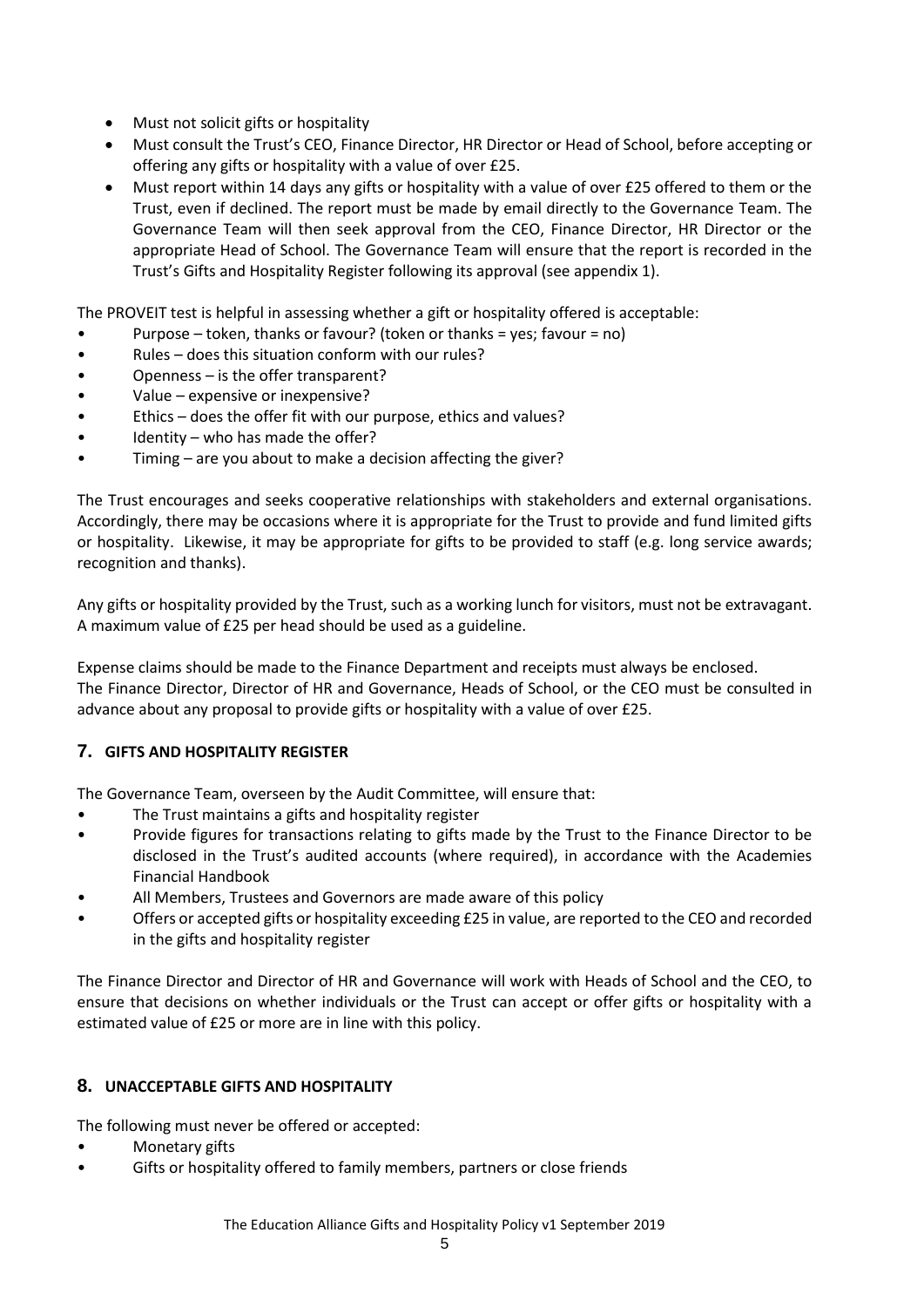- Must not solicit gifts or hospitality
- Must consult the Trust's CEO, Finance Director, HR Director or Head of School, before accepting or offering any gifts or hospitality with a value of over £25.
- Must report within 14 days any gifts or hospitality with a value of over £25 offered to them or the Trust, even if declined. The report must be made by email directly to the Governance Team. The Governance Team will then seek approval from the CEO, Finance Director, HR Director or the appropriate Head of School. The Governance Team will ensure that the report is recorded in the Trust's Gifts and Hospitality Register following its approval (see appendix 1).

The PROVEIT test is helpful in assessing whether a gift or hospitality offered is acceptable:

- Purpose – token, thanks or favour? (token or thanks = yes; favour = no)
- Rules – does this situation conform with our rules?
- Openness – is the offer transparent?
- Value – expensive or inexpensive?
- Ethics – does the offer fit with our purpose, ethics and values?
- Identity – who has made the offer?
- Timing – are you about to make a decision affecting the giver?

The Trust encourages and seeks cooperative relationships with stakeholders and external organisations. Accordingly, there may be occasions where it is appropriate for the Trust to provide and fund limited gifts or hospitality. Likewise, it may be appropriate for gifts to be provided to staff (e.g. long service awards; recognition and thanks).

Any gifts or hospitality provided by the Trust, such as a working lunch for visitors, must not be extravagant. A maximum value of £25 per head should be used as a guideline.

Expense claims should be made to the Finance Department and receipts must always be enclosed.
The Finance Director, Director of HR and Governance, Heads of School, or the CEO must be consulted in advance about any proposal to provide gifts or hospitality with a value of over £25.

## 7. GIFTS AND HOSPITALITY REGISTER

The Governance Team, overseen by the Audit Committee, will ensure that:

- The Trust maintains a gifts and hospitality register
- Provide figures for transactions relating to gifts made by the Trust to the Finance Director to be disclosed in the Trust's audited accounts (where required), in accordance with the Academies Financial Handbook
- All Members, Trustees and Governors are made aware of this policy
- Offers or accepted gifts or hospitality exceeding £25 in value, are reported to the CEO and recorded in the gifts and hospitality register

The Finance Director and Director of HR and Governance will work with Heads of School and the CEO, to ensure that decisions on whether individuals or the Trust can accept or offer gifts or hospitality with a estimated value of £25 or more are in line with this policy.

## 8. UNACCEPTABLE GIFTS AND HOSPITALITY

The following must never be offered or accepted:

- Monetary gifts
- Gifts or hospitality offered to family members, partners or close friends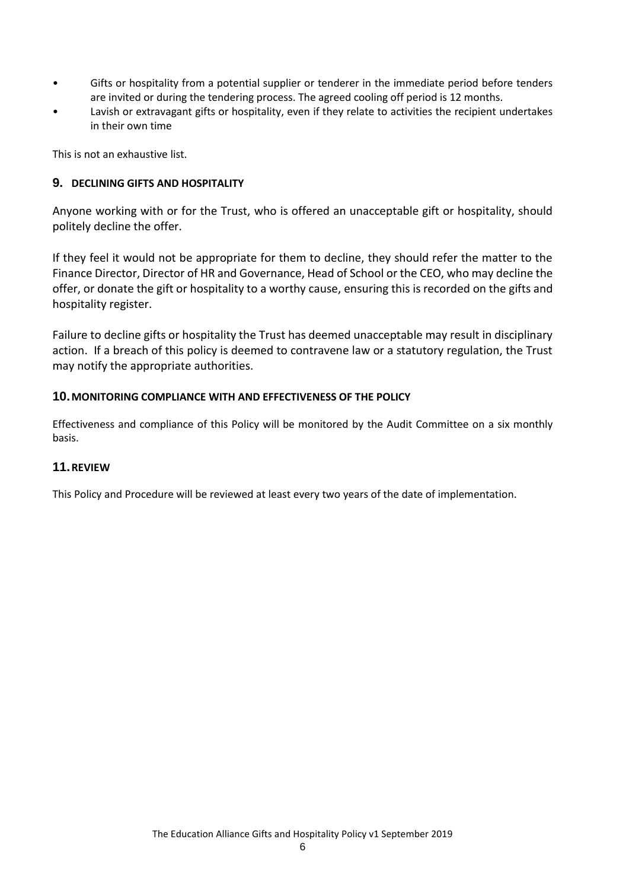- Gifts or hospitality from a potential supplier or tenderer in the immediate period before tenders are invited or during the tendering process. The agreed cooling off period is 12 months.
- Lavish or extravagant gifts or hospitality, even if they relate to activities the recipient undertakes in their own time

This is not an exhaustive list.

## 9. DECLINING GIFTS AND HOSPITALITY

Anyone working with or for the Trust, who is offered an unacceptable gift or hospitality, should politely decline the offer.

If they feel it would not be appropriate for them to decline, they should refer the matter to the Finance Director, Director of HR and Governance, Head of School or the CEO, who may decline the offer, or donate the gift or hospitality to a worthy cause, ensuring this is recorded on the gifts and hospitality register.

Failure to decline gifts or hospitality the Trust has deemed unacceptable may result in disciplinary action. If a breach of this policy is deemed to contravene law or a statutory regulation, the Trust may notify the appropriate authorities.

## 10. MONITORING COMPLIANCE WITH AND EFFECTIVENESS OF THE POLICY

Effectiveness and compliance of this Policy will be monitored by the Audit Committee on a six monthly basis.

## 11. REVIEW

This Policy and Procedure will be reviewed at least every two years of the date of implementation.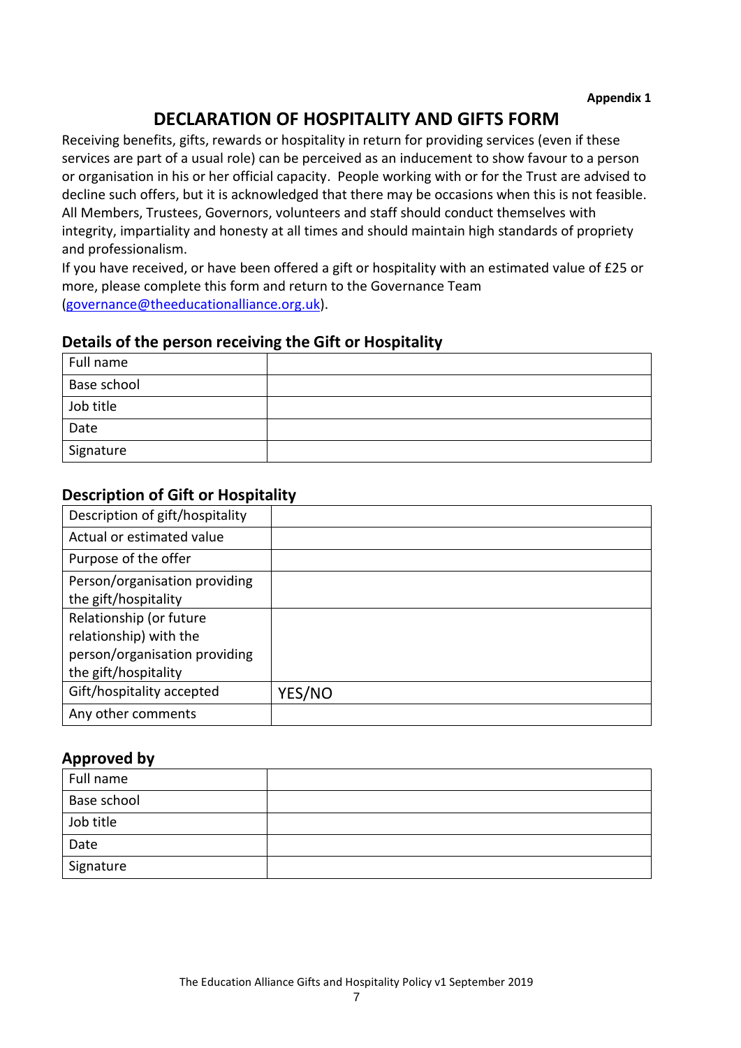**Appendix 1**

# DECLARATION OF HOSPITALITY AND GIFTS FORM

Receiving benefits, gifts, rewards or hospitality in return for providing services (even if these services are part of a usual role) can be perceived as an inducement to show favour to a person or organisation in his or her official capacity. People working with or for the Trust are advised to decline such offers, but it is acknowledged that there may be occasions when this is not feasible. All Members, Trustees, Governors, volunteers and staff should conduct themselves with integrity, impartiality and honesty at all times and should maintain high standards of propriety and professionalism.

If you have received, or have been offered a gift or hospitality with an estimated value of £25 or more, please complete this form and return to the Governance Team (governance@theeducationalliance.org.uk).

## Details of the person receiving the Gift or Hospitality

| | |
|---|---|
| Full name | |
| Base school | |
| Job title | |
| Date | |
| Signature | |

## Description of Gift or Hospitality

| | |
|---|---|
| Description of gift/hospitality | |
| Actual or estimated value | |
| Purpose of the offer | |
| Person/organisation providing the gift/hospitality | |
| Relationship (or future relationship) with the person/organisation providing the gift/hospitality | |
| Gift/hospitality accepted | YES/NO |
| Any other comments | |

## Approved by

| | |
|---|---|
| Full name | |
| Base school | |
| Job title | |
| Date | |
| Signature | |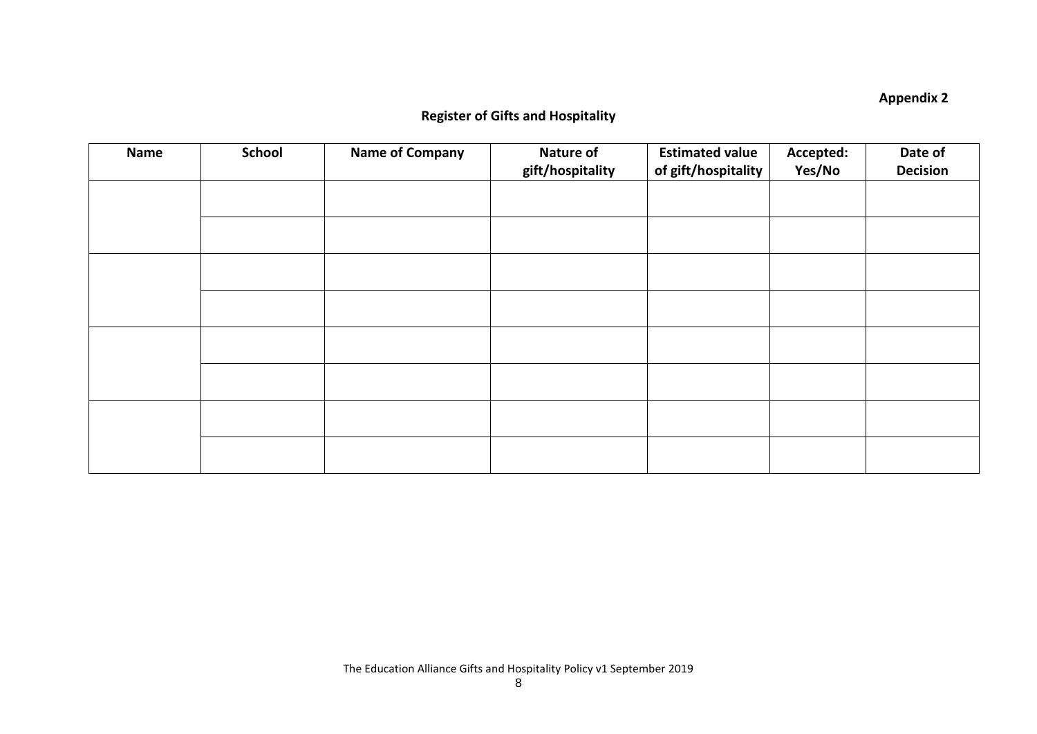**Appendix 2**

## Register of Gifts and Hospitality

| Name | School | Name of Company | Nature of gift/hospitality | Estimated value of gift/hospitality | Accepted: Yes/No | Date of Decision |
|---|---|---|---|---|---|---|
| | | | | | | |
| | | | | | | |
| | | | | | | |
| | | | | | | |
| | | | | | | |
| | | | | | | |
| | | | | | | |
| | | | | | | |